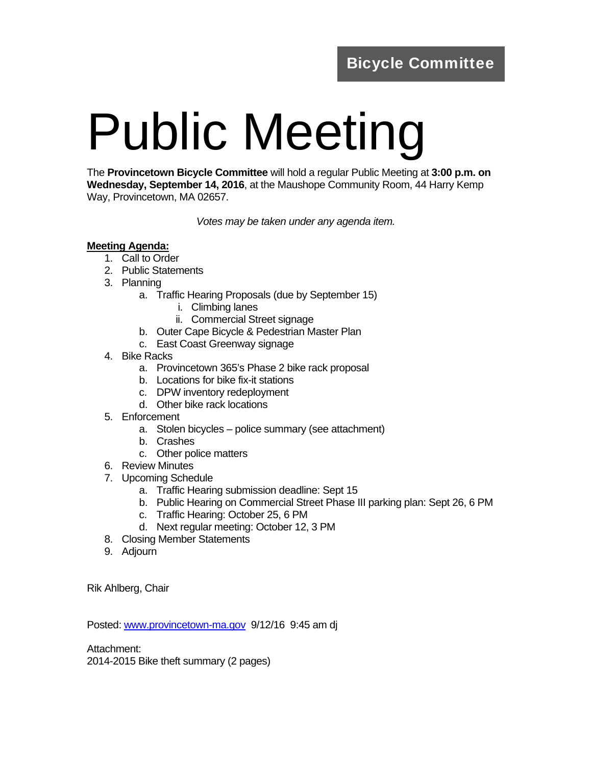**Bicycle Committee**

# Public Meeting

The **Provincetown Bicycle Committee** will hold a regular Public Meeting at **3:00 p.m. on Wednesday, September 14, 2016**, at the Maushope Community Room, 44 Harry Kemp Way, Provincetown, MA 02657.

*Votes may be taken under any agenda item.*

**Meeting Agenda:**

1. Call to Order
2. Public Statements
3. Planning
   a. Traffic Hearing Proposals (due by September 15)
      i. Climbing lanes
      ii. Commercial Street signage
   b. Outer Cape Bicycle & Pedestrian Master Plan
   c. East Coast Greenway signage
4. Bike Racks
   a. Provincetown 365's Phase 2 bike rack proposal
   b. Locations for bike fix-it stations
   c. DPW inventory redeployment
   d. Other bike rack locations
5. Enforcement
   a. Stolen bicycles – police summary (see attachment)
   b. Crashes
   c. Other police matters
6. Review Minutes
7. Upcoming Schedule
   a. Traffic Hearing submission deadline: Sept 15
   b. Public Hearing on Commercial Street Phase III parking plan: Sept 26, 6 PM
   c. Traffic Hearing: October 25, 6 PM
   d. Next regular meeting: October 12, 3 PM
8. Closing Member Statements
9. Adjourn

Rik Ahlberg, Chair

Posted: www.provincetown-ma.gov 9/12/16 9:45 am dj

Attachment:
2014-2015 Bike theft summary (2 pages)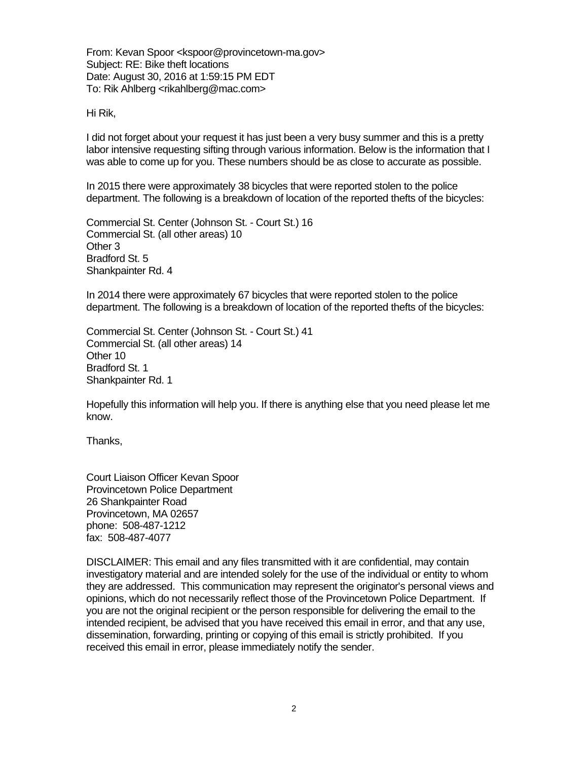From: Kevan Spoor <kspoor@provincetown-ma.gov>
Subject: RE: Bike theft locations
Date: August 30, 2016 at 1:59:15 PM EDT
To: Rik Ahlberg <rikahlberg@mac.com>

Hi Rik,

I did not forget about your request it has just been a very busy summer and this is a pretty labor intensive requesting sifting through various information. Below is the information that I was able to come up for you. These numbers should be as close to accurate as possible.

In 2015 there were approximately 38 bicycles that were reported stolen to the police department. The following is a breakdown of location of the reported thefts of the bicycles:

Commercial St. Center (Johnson St. - Court St.) 16
Commercial St. (all other areas) 10
Other 3
Bradford St. 5
Shankpainter Rd. 4

In 2014 there were approximately 67 bicycles that were reported stolen to the police department. The following is a breakdown of location of the reported thefts of the bicycles:

Commercial St. Center (Johnson St. - Court St.) 41
Commercial St. (all other areas) 14
Other 10
Bradford St. 1
Shankpainter Rd. 1

Hopefully this information will help you. If there is anything else that you need please let me know.

Thanks,

Court Liaison Officer Kevan Spoor
Provincetown Police Department
26 Shankpainter Road
Provincetown, MA 02657
phone: 508-487-1212
fax: 508-487-4077

DISCLAIMER: This email and any files transmitted with it are confidential, may contain investigatory material and are intended solely for the use of the individual or entity to whom they are addressed. This communication may represent the originator's personal views and opinions, which do not necessarily reflect those of the Provincetown Police Department. If you are not the original recipient or the person responsible for delivering the email to the intended recipient, be advised that you have received this email in error, and that any use, dissemination, forwarding, printing or copying of this email is strictly prohibited. If you received this email in error, please immediately notify the sender.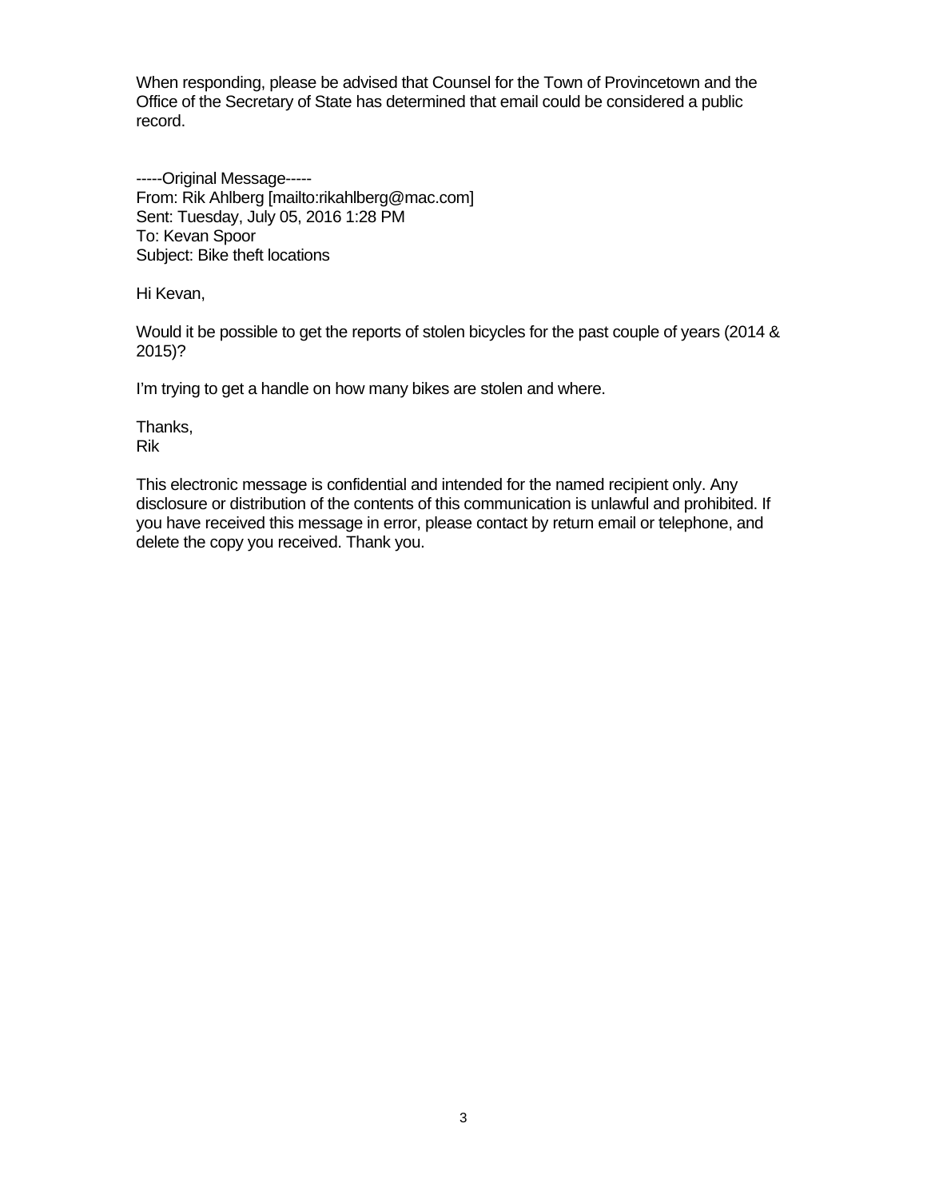When responding, please be advised that Counsel for the Town of Provincetown and the Office of the Secretary of State has determined that email could be considered a public record.

-----Original Message-----
From: Rik Ahlberg [mailto:rikahlberg@mac.com]
Sent: Tuesday, July 05, 2016 1:28 PM
To: Kevan Spoor
Subject: Bike theft locations

Hi Kevan,

Would it be possible to get the reports of stolen bicycles for the past couple of years (2014 & 2015)?

I'm trying to get a handle on how many bikes are stolen and where.

Thanks,
Rik

This electronic message is confidential and intended for the named recipient only. Any disclosure or distribution of the contents of this communication is unlawful and prohibited. If you have received this message in error, please contact by return email or telephone, and delete the copy you received. Thank you.